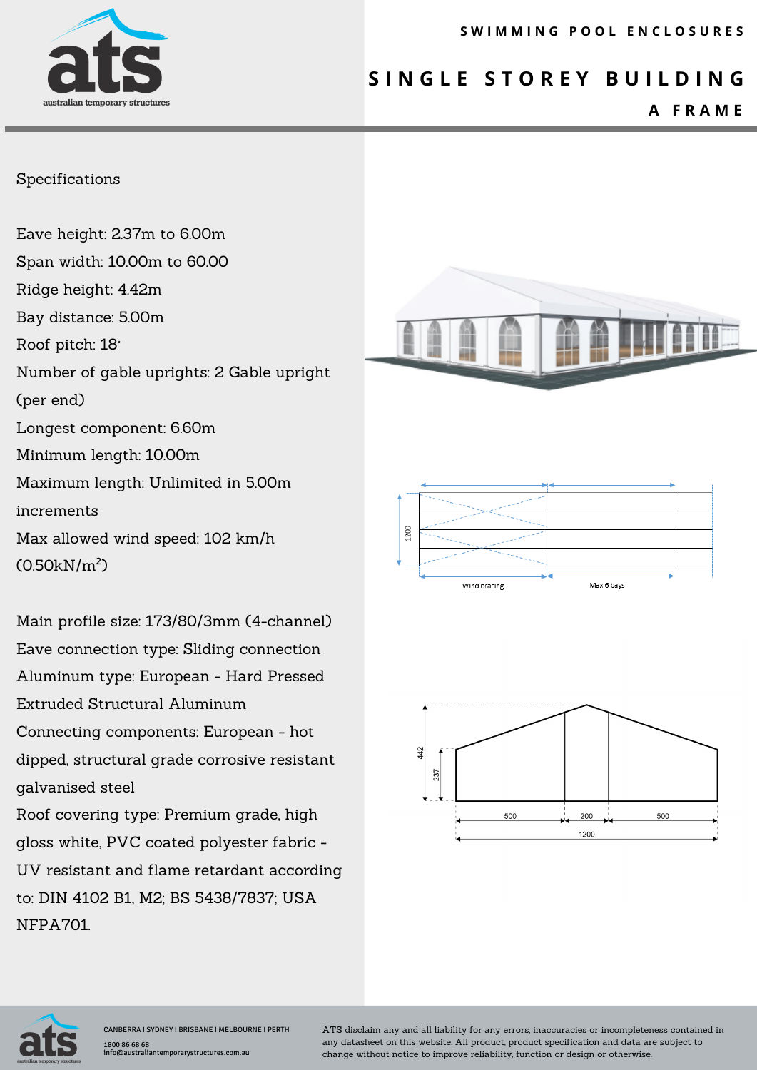# SWIMMING POOL ENCLOSURES

## SINGLE STOREY BUILDING

### A FRAME

Specifications

Eave height: 2.37m to 6.00m
Span width: 10.00m to 60.00
Ridge height: 4.42m
Bay distance: 5.00m
Roof pitch: 18°
Number of gable uprights: 2 Gable upright (per end)
Longest component: 6.60m
Minimum length: 10.00m
Maximum length: Unlimited in 5.00m increments
Max allowed wind speed: 102 km/h ($0.50kN/m^2$)

Main profile size: 173/80/3mm (4-channel)
Eave connection type: Sliding connection
Aluminum type: European - Hard Pressed Extruded Structural Aluminum
Connecting components: European - hot dipped, structural grade corrosive resistant galvanised steel
Roof covering type: Premium grade, high gloss white, PVC coated polyester fabric - UV resistant and flame retardant according to: DIN 4102 B1, M2; BS 5438/7837; USA NFPA701.

1200

Wind bracing

Max 6 bays

442

237

500 | 200 | 500

1200

CANBERRA I SYDNEY I BRISBANE I MELBOURNE I PERTH
1800 86 68 68
info@australiantemporarystructures.com.au

ATS disclaim any and all liability for any errors, inaccuracies or incompleteness contained in any datasheet on this website. All product, product specification and data are subject to change without notice to improve reliability, function or design or otherwise.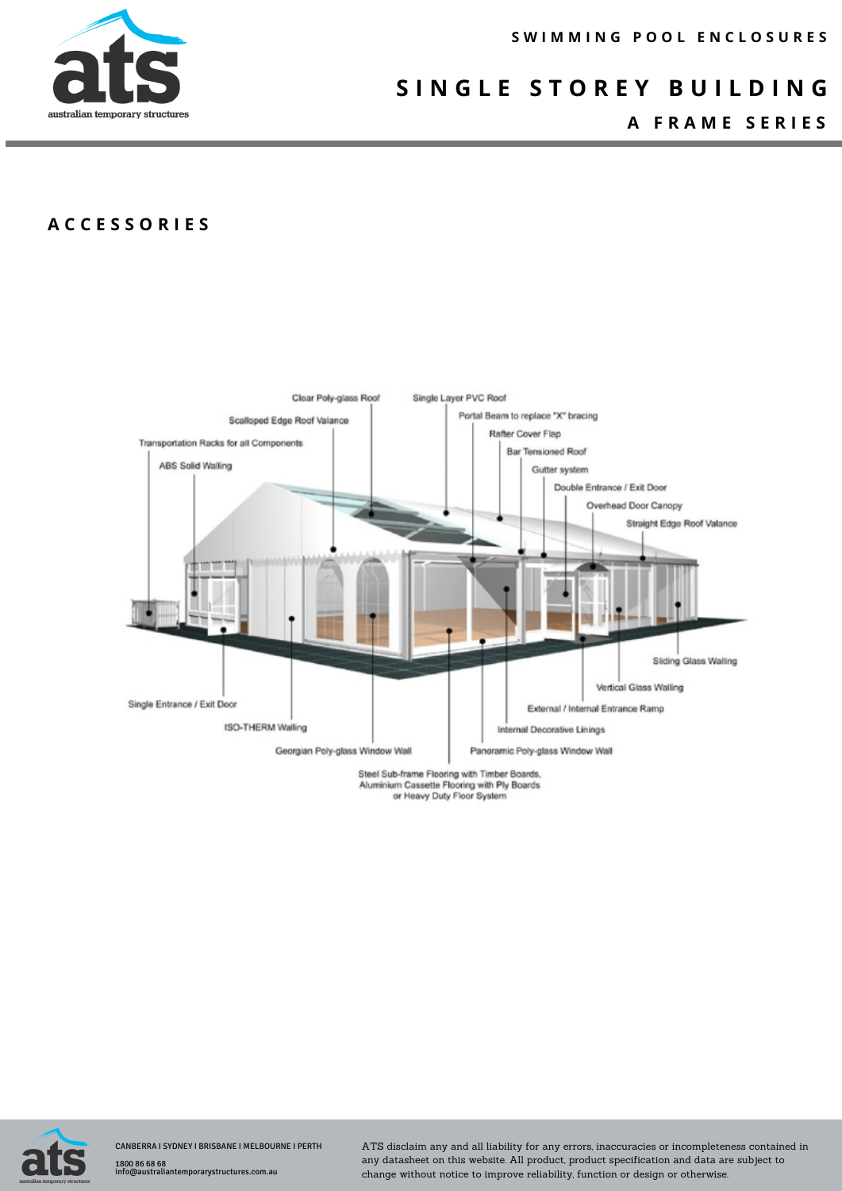# SWIMMING POOL ENCLOSURES

# SINGLE STOREY BUILDING

## A FRAME SERIES

## ACCESSORIES

Clear Poly-glass Roof

Single Layer PVC Roof

Scalloped Edge Roof Valance

Portal Beam to replace "X" bracing

Rafter Cover Flap

Transportation Racks for all Components

Bar Tensioned Roof

ABS Solid Walling

Gutter system

Double Entrance / Exit Door

Overhead Door Canopy

Straight Edge Roof Valance

Sliding Glass Walling

Vertical Glass Walling

Single Entrance / Exit Door

External / Internal Entrance Ramp

ISO-THERM Walling

Internal Decorative Linings

Georgian Poly-glass Window Wall

Panoramic Poly-glass Window Wall

Steel Sub-frame Flooring with Timber Boards,
Aluminium Cassette Flooring with Ply Boards
or Heavy Duty Floor System

CANBERRA I SYDNEY I BRISBANE I MELBOURNE I PERTH

1800 86 68 68
info@australiantemporarystructures.com.au

ATS disclaim any and all liability for any errors, inaccuracies or incompleteness contained in any datasheet on this website. All product, product specification and data are subject to change without notice to improve reliability, function or design or otherwise.